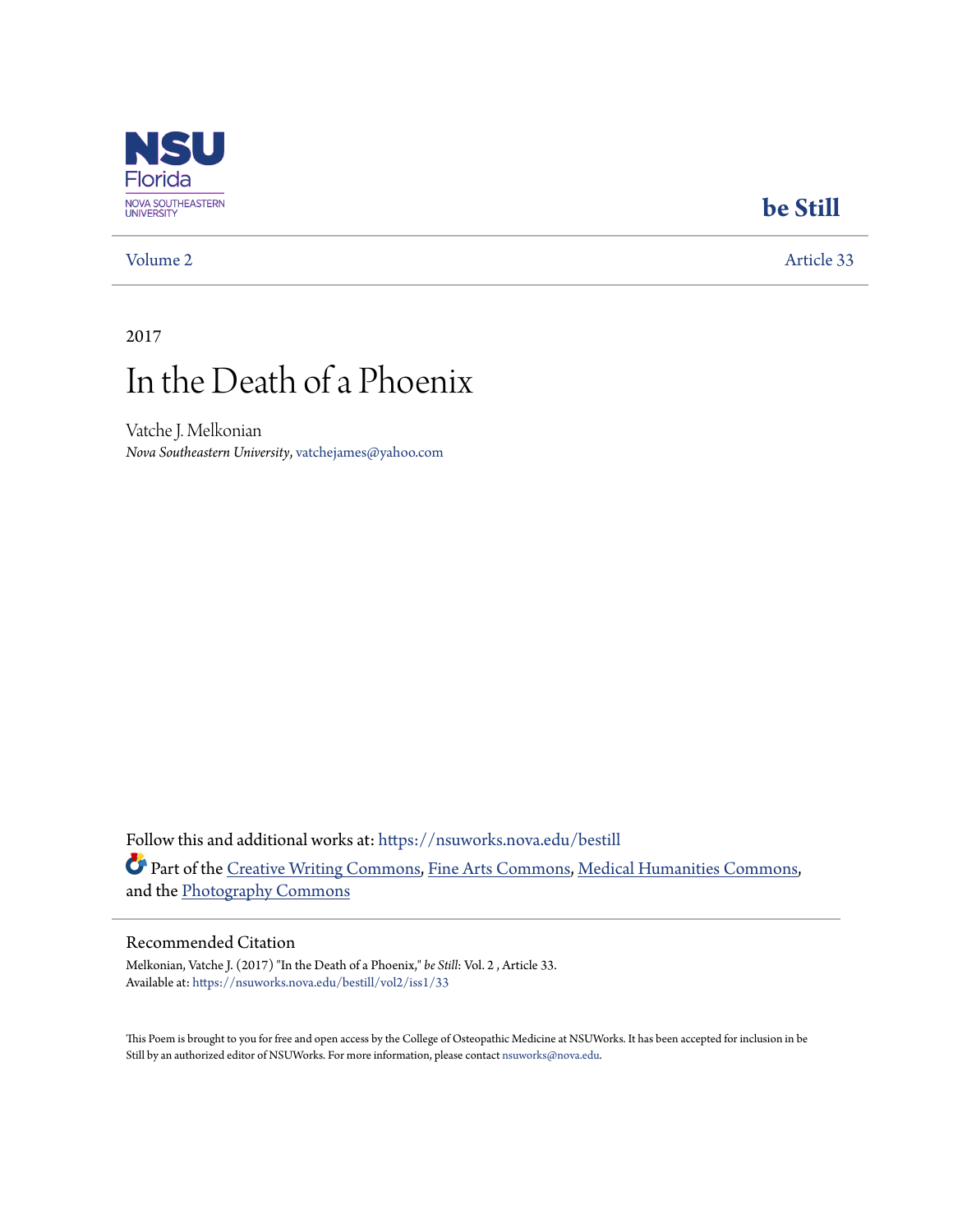NSU Florida
NOVA SOUTHEASTERN UNIVERSITY

**be Still**

Volume 2 | Article 33

2017

# In the Death of a Phoenix

Vatche J. Melkonian
*Nova Southeastern University*, vatchejames@yahoo.com

Follow this and additional works at: https://nsuworks.nova.edu/bestill

Part of the Creative Writing Commons, Fine Arts Commons, Medical Humanities Commons, and the Photography Commons

## Recommended Citation

Melkonian, Vatche J. (2017) "In the Death of a Phoenix," *be Still*: Vol. 2 , Article 33.
Available at: https://nsuworks.nova.edu/bestill/vol2/iss1/33

This Poem is brought to you for free and open access by the College of Osteopathic Medicine at NSUWorks. It has been accepted for inclusion in be Still by an authorized editor of NSUWorks. For more information, please contact nsuworks@nova.edu.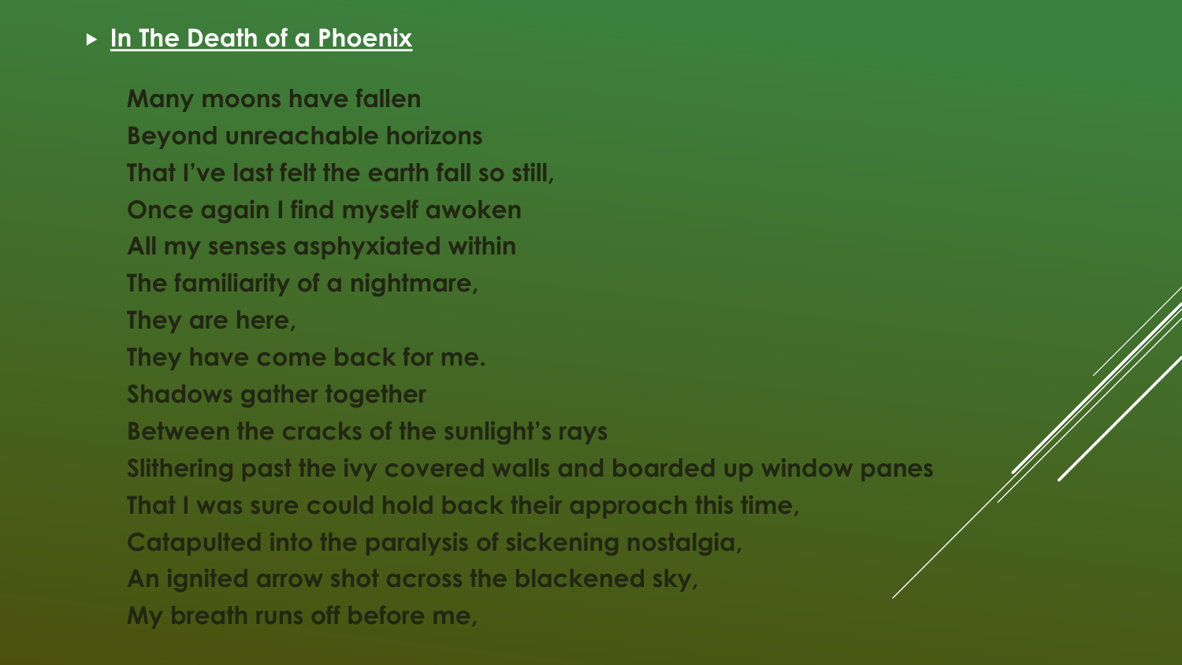## In The Death of a Phoenix

**Many moons have fallen**
**Beyond unreachable horizons**
**That I've last felt the earth fall so still,**
**Once again I find myself awoken**
**All my senses asphyxiated within**
**The familiarity of a nightmare,**
**They are here,**
**They have come back for me.**
**Shadows gather together**
**Between the cracks of the sunlight's rays**
**Slithering past the ivy covered walls and boarded up window panes**
**That I was sure could hold back their approach this time,**
**Catapulted into the paralysis of sickening nostalgia,**
**An ignited arrow shot across the blackened sky,**
**My breath runs off before me,**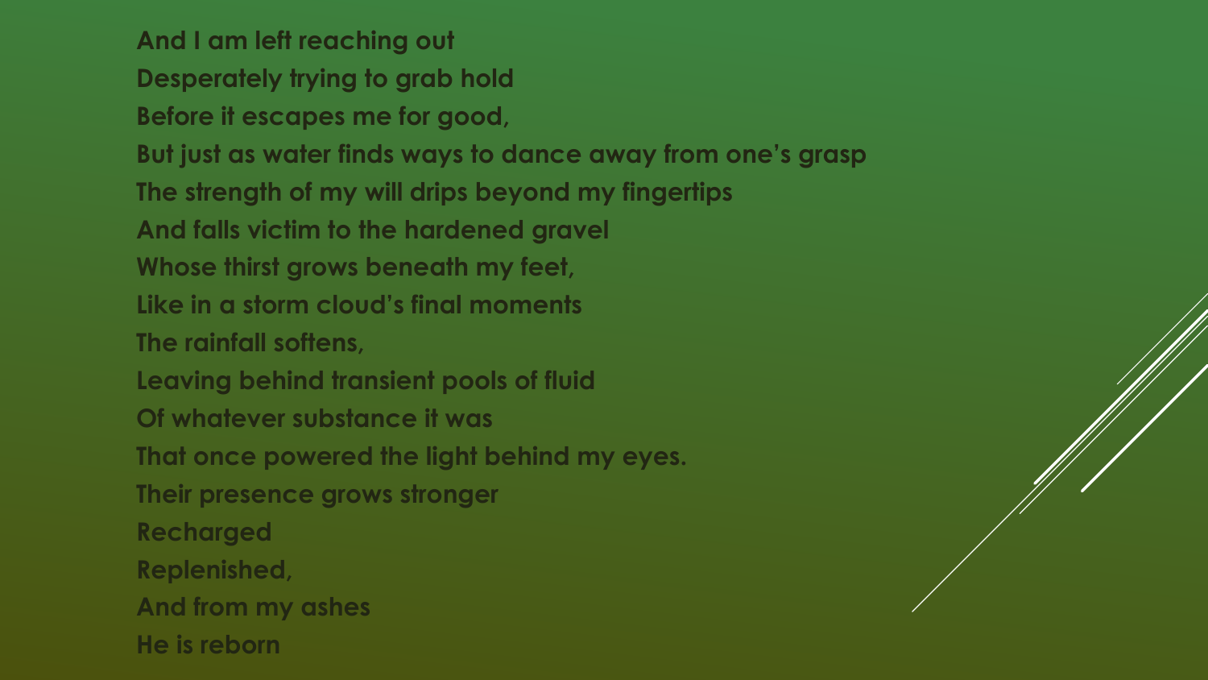**And I am left reaching out**
**Desperately trying to grab hold**
**Before it escapes me for good,**
**But just as water finds ways to dance away from one's grasp**
**The strength of my will drips beyond my fingertips**
**And falls victim to the hardened gravel**
**Whose thirst grows beneath my feet,**
**Like in a storm cloud's final moments**
**The rainfall softens,**
**Leaving behind transient pools of fluid**
**Of whatever substance it was**
**That once powered the light behind my eyes.**
**Their presence grows stronger**
**Recharged**
**Replenished,**
**And from my ashes**
**He is reborn**